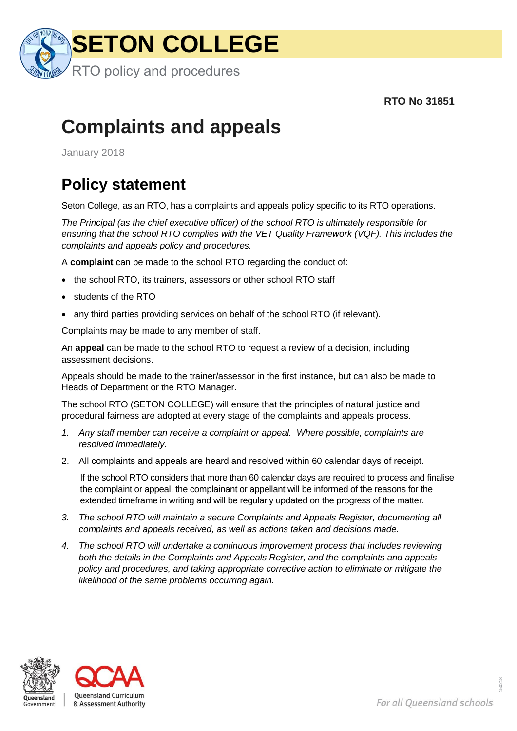# SETON COLLEGE

RTO policy and procedures

**RTO No 31851**

# Complaints and appeals

January 2018

## Policy statement

Seton College, as an RTO, has a complaints and appeals policy specific to its RTO operations.

*The Principal (as the chief executive officer) of the school RTO is ultimately responsible for ensuring that the school RTO complies with the VET Quality Framework (VQF). This includes the complaints and appeals policy and procedures.*

A **complaint** can be made to the school RTO regarding the conduct of:

- the school RTO, its trainers, assessors or other school RTO staff
- students of the RTO
- any third parties providing services on behalf of the school RTO (if relevant).

Complaints may be made to any member of staff.

An **appeal** can be made to the school RTO to request a review of a decision, including assessment decisions.

Appeals should be made to the trainer/assessor in the first instance, but can also be made to Heads of Department or the RTO Manager.

The school RTO (SETON COLLEGE) will ensure that the principles of natural justice and procedural fairness are adopted at every stage of the complaints and appeals process.

1. *Any staff member can receive a complaint or appeal. Where possible, complaints are resolved immediately.*
2. All complaints and appeals are heard and resolved within 60 calendar days of receipt.

   If the school RTO considers that more than 60 calendar days are required to process and finalise the complaint or appeal, the complainant or appellant will be informed of the reasons for the extended timeframe in writing and will be regularly updated on the progress of the matter.
3. *The school RTO will maintain a secure Complaints and Appeals Register, documenting all complaints and appeals received, as well as actions taken and decisions made.*
4. *The school RTO will undertake a continuous improvement process that includes reviewing both the details in the Complaints and Appeals Register, and the complaints and appeals policy and procedures, and taking appropriate corrective action to eliminate or mitigate the likelihood of the same problems occurring again.*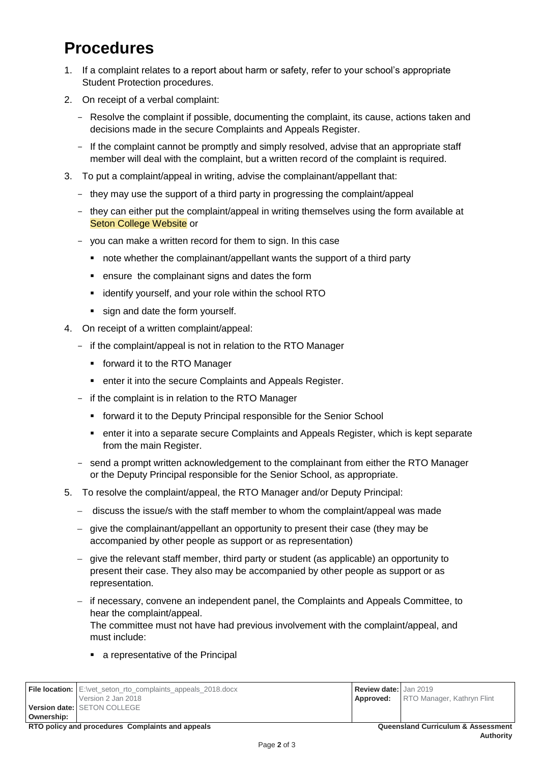# Procedures

1. If a complaint relates to a report about harm or safety, refer to your school's appropriate Student Protection procedures.
2. On receipt of a verbal complaint:
   - Resolve the complaint if possible, documenting the complaint, its cause, actions taken and decisions made in the secure Complaints and Appeals Register.
   - If the complaint cannot be promptly and simply resolved, advise that an appropriate staff member will deal with the complaint, but a written record of the complaint is required.
3. To put a complaint/appeal in writing, advise the complainant/appellant that:
   - they may use the support of a third party in progressing the complaint/appeal
   - they can either put the complaint/appeal in writing themselves using the form available at Seton College Website or
   - you can make a written record for them to sign. In this case
     - note whether the complainant/appellant wants the support of a third party
     - ensure the complainant signs and dates the form
     - identify yourself, and your role within the school RTO
     - sign and date the form yourself.
4. On receipt of a written complaint/appeal:
   - if the complaint/appeal is not in relation to the RTO Manager
     - forward it to the RTO Manager
     - enter it into the secure Complaints and Appeals Register.
   - if the complaint is in relation to the RTO Manager
     - forward it to the Deputy Principal responsible for the Senior School
     - enter it into a separate secure Complaints and Appeals Register, which is kept separate from the main Register.
   - send a prompt written acknowledgement to the complainant from either the RTO Manager or the Deputy Principal responsible for the Senior School, as appropriate.
5. To resolve the complaint/appeal, the RTO Manager and/or Deputy Principal:
   - discuss the issue/s with the staff member to whom the complaint/appeal was made
   - give the complainant/appellant an opportunity to present their case (they may be accompanied by other people as support or as representation)
   - give the relevant staff member, third party or student (as applicable) an opportunity to present their case. They also may be accompanied by other people as support or as representation.
   - if necessary, convene an independent panel, the Complaints and Appeals Committee, to hear the complaint/appeal.  
     The committee must not have had previous involvement with the complaint/appeal, and must include:
     - a representative of the Principal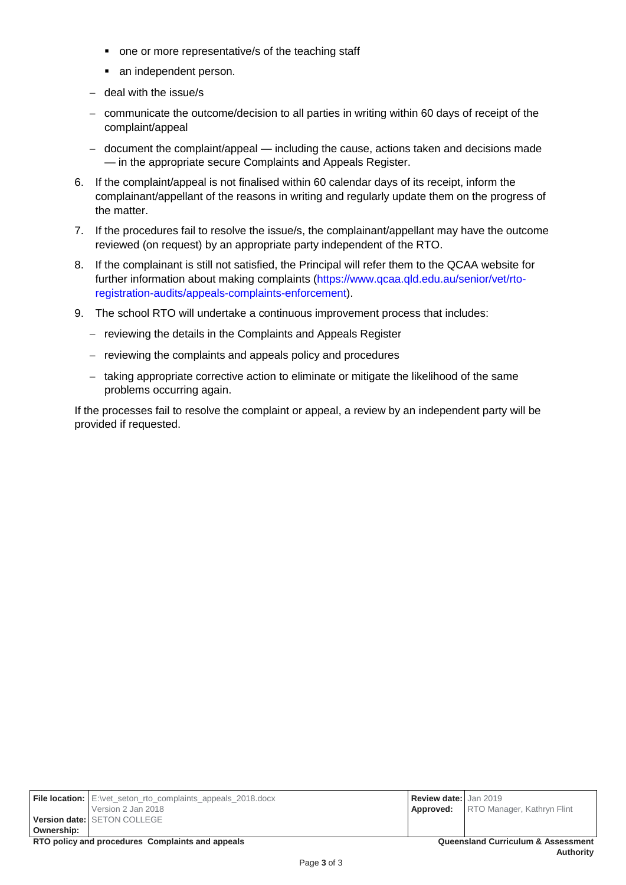- one or more representative/s of the teaching staff
        - an independent person.
    - deal with the issue/s
    - communicate the outcome/decision to all parties in writing within 60 days of receipt of the complaint/appeal
    - document the complaint/appeal — including the cause, actions taken and decisions made — in the appropriate secure Complaints and Appeals Register.

6. If the complaint/appeal is not finalised within 60 calendar days of its receipt, inform the complainant/appellant of the reasons in writing and regularly update them on the progress of the matter.
7. If the procedures fail to resolve the issue/s, the complainant/appellant may have the outcome reviewed (on request) by an appropriate party independent of the RTO.
8. If the complainant is still not satisfied, the Principal will refer them to the QCAA website for further information about making complaints (https://www.qcaa.qld.edu.au/senior/vet/rto-registration-audits/appeals-complaints-enforcement).
9. The school RTO will undertake a continuous improvement process that includes:
    - reviewing the details in the Complaints and Appeals Register
    - reviewing the complaints and appeals policy and procedures
    - taking appropriate corrective action to eliminate or mitigate the likelihood of the same problems occurring again.

If the processes fail to resolve the complaint or appeal, a review by an independent party will be provided if requested.